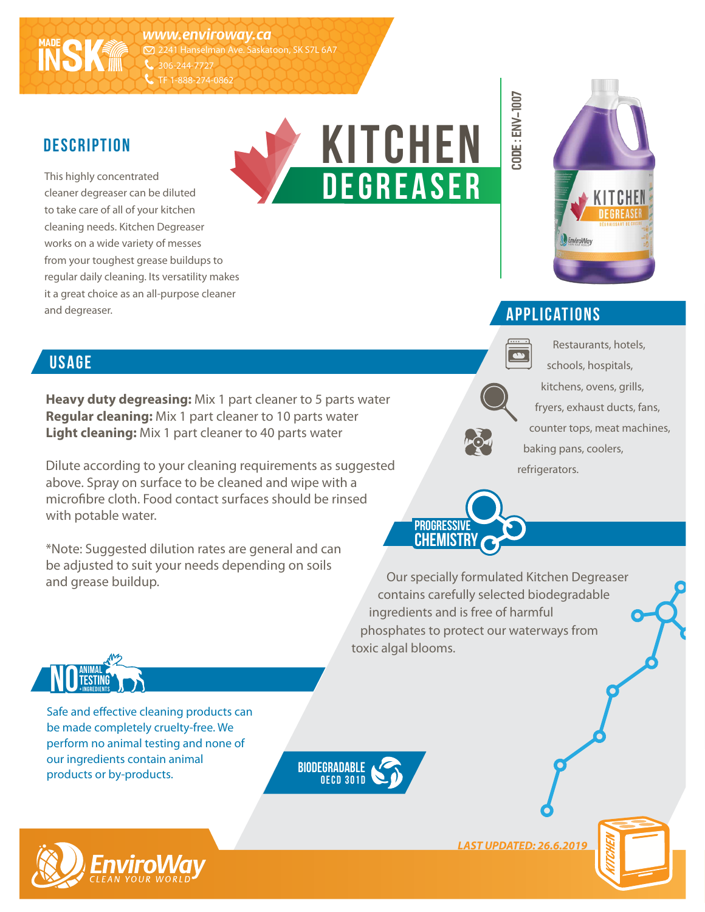MADE IN SK

www.enviroway.ca
2241 Hanselman Ave. Saskatoon, SK S7L 6A7
306-244-7727
TF 1-888-274-0862

# KITCHEN DEGREASER

CODE : ENV-1007

## DESCRIPTION

This highly concentrated cleaner degreaser can be diluted to take care of all of your kitchen cleaning needs. Kitchen Degreaser works on a wide variety of messes from your toughest grease buildups to regular daily cleaning. Its versatility makes it a great choice as an all-purpose cleaner and degreaser.

## APPLICATIONS

Restaurants, hotels, schools, hospitals, kitchens, ovens, grills, fryers, exhaust ducts, fans, counter tops, meat machines, baking pans, coolers, refrigerators.

## USAGE

**Heavy duty degreasing:** Mix 1 part cleaner to 5 parts water
**Regular cleaning:** Mix 1 part cleaner to 10 parts water
**Light cleaning:** Mix 1 part cleaner to 40 parts water

Dilute according to your cleaning requirements as suggested above. Spray on surface to be cleaned and wipe with a microfibre cloth. Food contact surfaces should be rinsed with potable water.

*Note: Suggested dilution rates are general and can be adjusted to suit your needs depending on soils and grease buildup.

## PROGRESSIVE CHEMISTRY

Our specially formulated Kitchen Degreaser contains carefully selected biodegradable ingredients and is free of harmful phosphates to protect our waterways from toxic algal blooms.

## NO ANIMAL TESTING + INGREDIENTS

Safe and effective cleaning products can be made completely cruelty-free. We perform no animal testing and none of our ingredients contain animal products or by-products.

BIODEGRADABLE OECD 301D

*LAST UPDATED: 26.6.2019*

EnviroWay CLEAN YOUR WORLD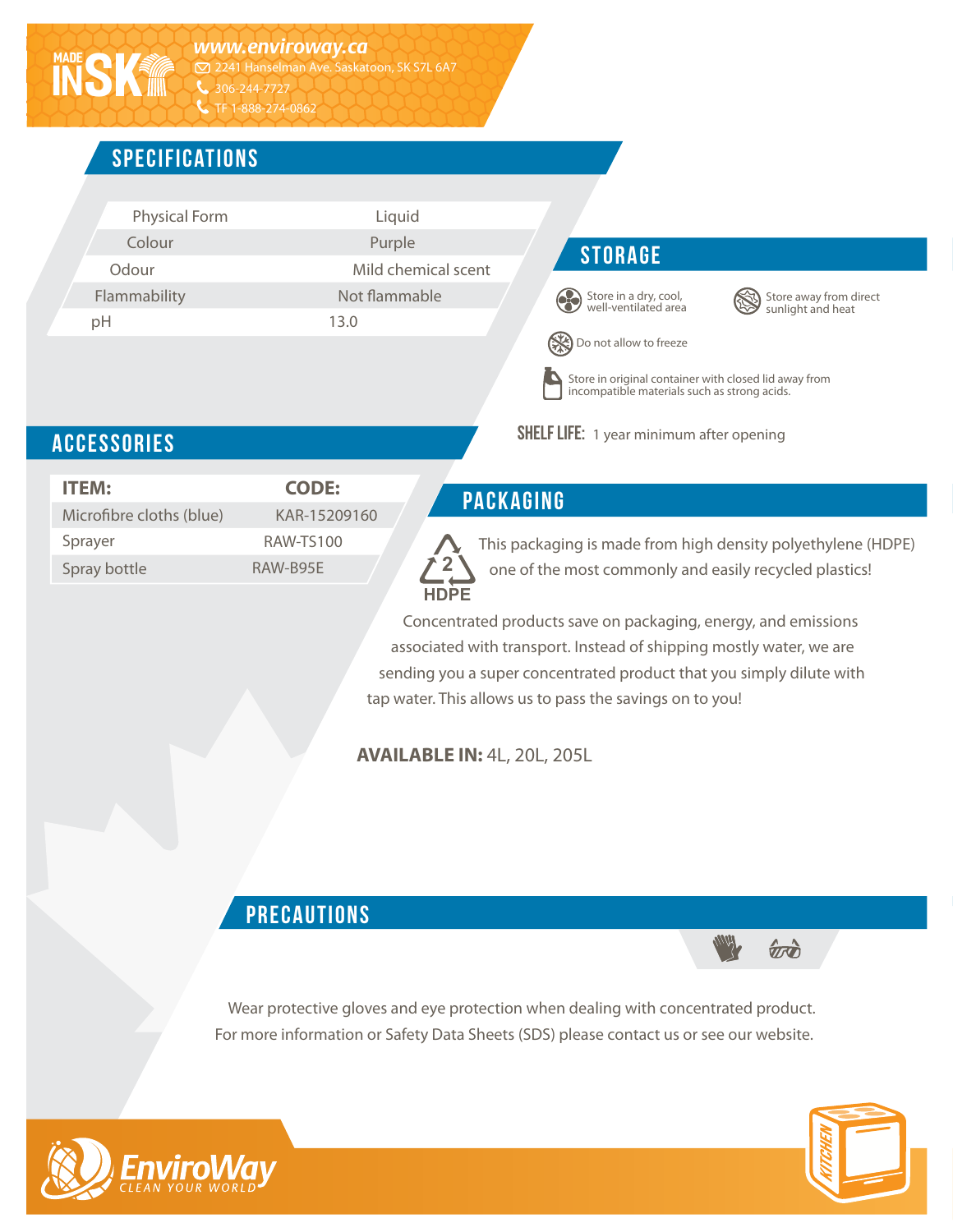www.enviroway.ca
2241 Hanselman Ave. Saskatoon, SK S7L 6A7
306-244-7727
TF 1-888-274-0862

## SPECIFICATIONS

| | |
|---|---|
| Physical Form | Liquid |
| Colour | Purple |
| Odour | Mild chemical scent |
| Flammability | Not flammable |
| pH | 13.0 |

## STORAGE

Store in a dry, cool, well-ventilated area

Store away from direct sunlight and heat

Do not allow to freeze

Store in original container with closed lid away from incompatible materials such as strong acids.

**SHELF LIFE:** 1 year minimum after opening

## ACCESSORIES

| ITEM: | CODE: |
|---|---|
| Microfibre cloths (blue) | KAR-15209160 |
| Sprayer | RAW-TS100 |
| Spray bottle | RAW-B95E |

## PACKAGING

2 HDPE

This packaging is made from high density polyethylene (HDPE) one of the most commonly and easily recycled plastics!

Concentrated products save on packaging, energy, and emissions associated with transport. Instead of shipping mostly water, we are sending you a super concentrated product that you simply dilute with tap water. This allows us to pass the savings on to you!

**AVAILABLE IN:** 4L, 20L, 205L

## PRECAUTIONS

Wear protective gloves and eye protection when dealing with concentrated product.
For more information or Safety Data Sheets (SDS) please contact us or see our website.

EnviroWay CLEAN YOUR WORLD

KITCHEN